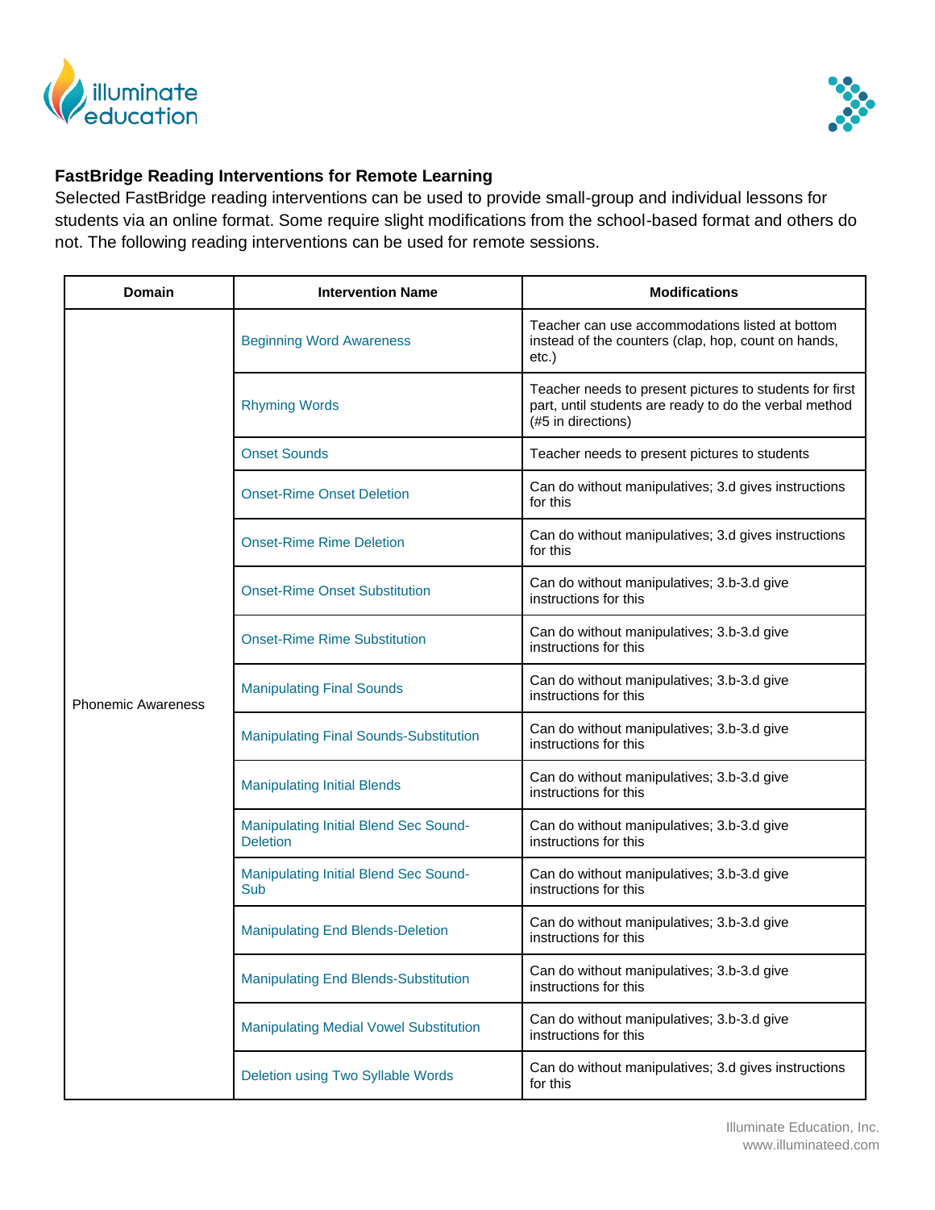**FastBridge Reading Interventions for Remote Learning**

Selected FastBridge reading interventions can be used to provide small-group and individual lessons for students via an online format. Some require slight modifications from the school-based format and others do not. The following reading interventions can be used for remote sessions.

| Domain | Intervention Name | Modifications |
|---|---|---|
| Phonemic Awareness | Beginning Word Awareness | Teacher can use accommodations listed at bottom instead of the counters (clap, hop, count on hands, etc.) |
| | Rhyming Words | Teacher needs to present pictures to students for first part, until students are ready to do the verbal method (#5 in directions) |
| | Onset Sounds | Teacher needs to present pictures to students |
| | Onset-Rime Onset Deletion | Can do without manipulatives; 3.d gives instructions for this |
| | Onset-Rime Rime Deletion | Can do without manipulatives; 3.d gives instructions for this |
| | Onset-Rime Onset Substitution | Can do without manipulatives; 3.b-3.d give instructions for this |
| | Onset-Rime Rime Substitution | Can do without manipulatives; 3.b-3.d give instructions for this |
| | Manipulating Final Sounds | Can do without manipulatives; 3.b-3.d give instructions for this |
| | Manipulating Final Sounds-Substitution | Can do without manipulatives; 3.b-3.d give instructions for this |
| | Manipulating Initial Blends | Can do without manipulatives; 3.b-3.d give instructions for this |
| | Manipulating Initial Blend Sec Sound-Deletion | Can do without manipulatives; 3.b-3.d give instructions for this |
| | Manipulating Initial Blend Sec Sound-Sub | Can do without manipulatives; 3.b-3.d give instructions for this |
| | Manipulating End Blends-Deletion | Can do without manipulatives; 3.b-3.d give instructions for this |
| | Manipulating End Blends-Substitution | Can do without manipulatives; 3.b-3.d give instructions for this |
| | Manipulating Medial Vowel Substitution | Can do without manipulatives; 3.b-3.d give instructions for this |
| | Deletion using Two Syllable Words | Can do without manipulatives; 3.d gives instructions for this |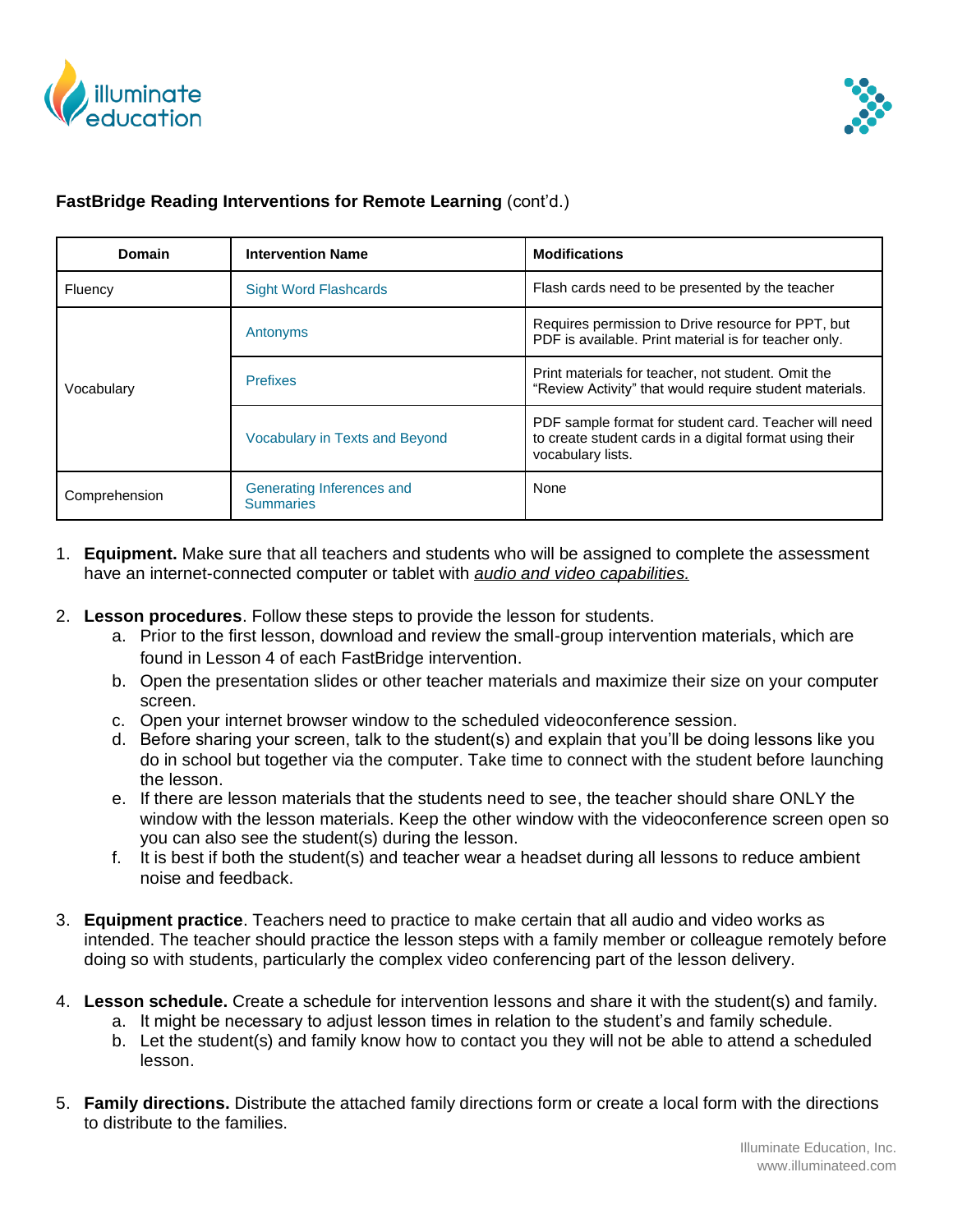**FastBridge Reading Interventions for Remote Learning** (cont'd.)

| Domain | Intervention Name | Modifications |
|---|---|---|
| Fluency | Sight Word Flashcards | Flash cards need to be presented by the teacher |
| Vocabulary | Antonyms | Requires permission to Drive resource for PPT, but PDF is available. Print material is for teacher only. |
| | Prefixes | Print materials for teacher, not student. Omit the "Review Activity" that would require student materials. |
| | Vocabulary in Texts and Beyond | PDF sample format for student card. Teacher will need to create student cards in a digital format using their vocabulary lists. |
| Comprehension | Generating Inferences and Summaries | None |

1. **Equipment.** Make sure that all teachers and students who will be assigned to complete the assessment have an internet-connected computer or tablet with *audio and video capabilities.*

2. **Lesson procedures**. Follow these steps to provide the lesson for students.
   a. Prior to the first lesson, download and review the small-group intervention materials, which are found in Lesson 4 of each FastBridge intervention.
   b. Open the presentation slides or other teacher materials and maximize their size on your computer screen.
   c. Open your internet browser window to the scheduled videoconference session.
   d. Before sharing your screen, talk to the student(s) and explain that you'll be doing lessons like you do in school but together via the computer. Take time to connect with the student before launching the lesson.
   e. If there are lesson materials that the students need to see, the teacher should share ONLY the window with the lesson materials. Keep the other window with the videoconference screen open so you can also see the student(s) during the lesson.
   f. It is best if both the student(s) and teacher wear a headset during all lessons to reduce ambient noise and feedback.

3. **Equipment practice**. Teachers need to practice to make certain that all audio and video works as intended. The teacher should practice the lesson steps with a family member or colleague remotely before doing so with students, particularly the complex video conferencing part of the lesson delivery.

4. **Lesson schedule.** Create a schedule for intervention lessons and share it with the student(s) and family.
   a. It might be necessary to adjust lesson times in relation to the student's and family schedule.
   b. Let the student(s) and family know how to contact you they will not be able to attend a scheduled lesson.

5. **Family directions.** Distribute the attached family directions form or create a local form with the directions to distribute to the families.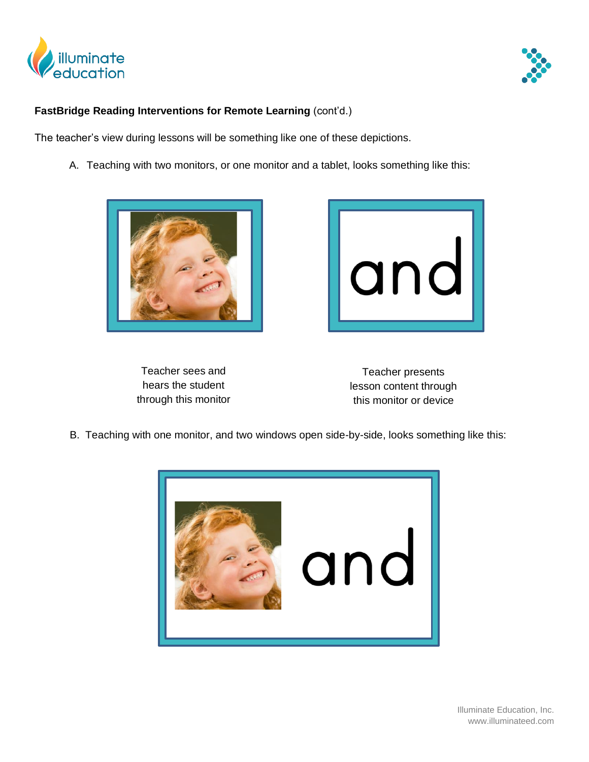**FastBridge Reading Interventions for Remote Learning** (cont'd.)

The teacher's view during lessons will be something like one of these depictions.

A. Teaching with two monitors, or one monitor and a tablet, looks something like this:

and

Teacher sees and hears the student through this monitor

Teacher presents lesson content through this monitor or device

B. Teaching with one monitor, and two windows open side-by-side, looks something like this:

and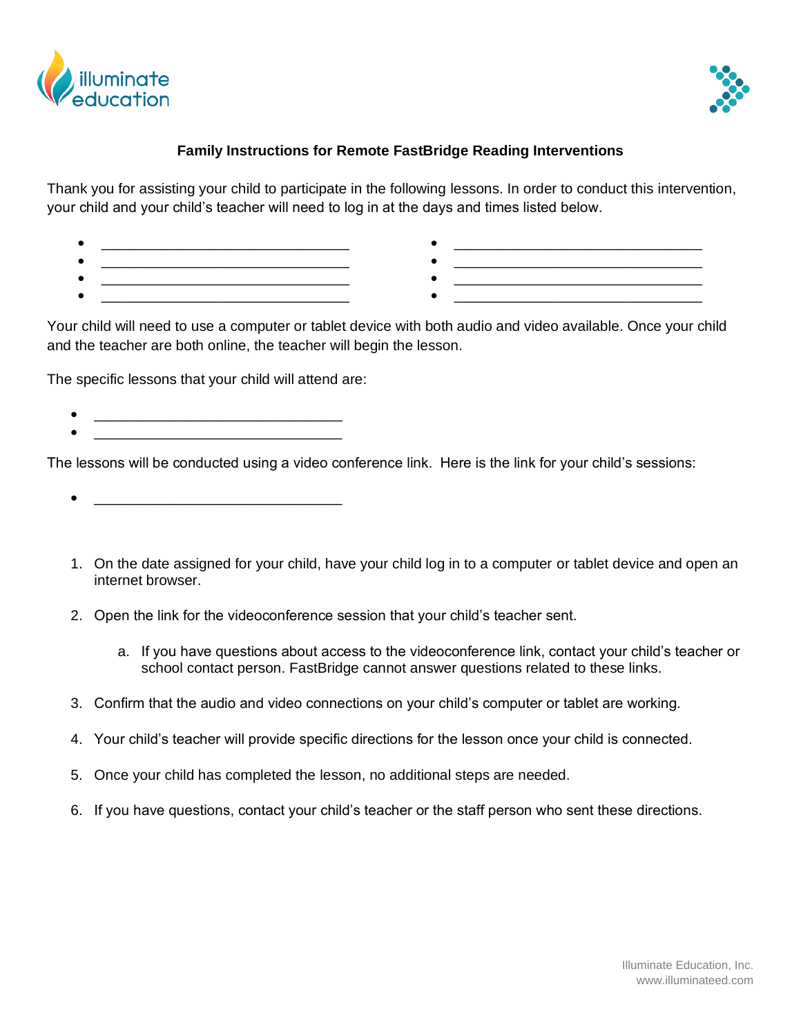## Family Instructions for Remote FastBridge Reading Interventions

Thank you for assisting your child to participate in the following lessons. In order to conduct this intervention, your child and your child's teacher will need to log in at the days and times listed below.

- ______________________________
- ______________________________
- ______________________________
- ______________________________
- ______________________________
- ______________________________
- ______________________________
- ______________________________

Your child will need to use a computer or tablet device with both audio and video available. Once your child and the teacher are both online, the teacher will begin the lesson.

The specific lessons that your child will attend are:

- ______________________________
- ______________________________

The lessons will be conducted using a video conference link. Here is the link for your child's sessions:

- ______________________________

1. On the date assigned for your child, have your child log in to a computer or tablet device and open an internet browser.
2. Open the link for the videoconference session that your child's teacher sent.
   a. If you have questions about access to the videoconference link, contact your child's teacher or school contact person. FastBridge cannot answer questions related to these links.
3. Confirm that the audio and video connections on your child's computer or tablet are working.
4. Your child's teacher will provide specific directions for the lesson once your child is connected.
5. Once your child has completed the lesson, no additional steps are needed.
6. If you have questions, contact your child's teacher or the staff person who sent these directions.